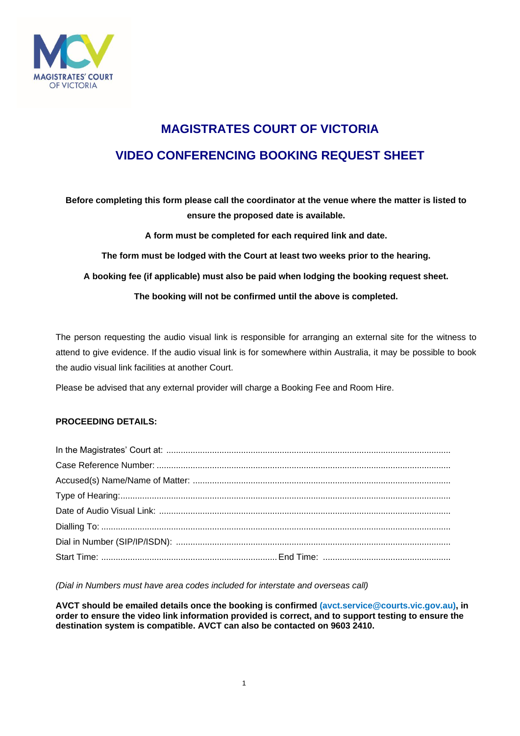# MAGISTRATES COURT OF VICTORIA

## VIDEO CONFERENCING BOOKING REQUEST SHEET

**Before completing this form please call the coordinator at the venue where the matter is listed to ensure the proposed date is available.**

**A form must be completed for each required link and date.**

**The form must be lodged with the Court at least two weeks prior to the hearing.**

**A booking fee (if applicable) must also be paid when lodging the booking request sheet.**

**The booking will not be confirmed until the above is completed.**

The person requesting the audio visual link is responsible for arranging an external site for the witness to attend to give evidence. If the audio visual link is for somewhere within Australia, it may be possible to book the audio visual link facilities at another Court.

Please be advised that any external provider will charge a Booking Fee and Room Hire.

**PROCEEDING DETAILS:**

In the Magistrates' Court at: ..........................................................................................................

Case Reference Number: ..........................................................................................................

Accused(s) Name/Name of Matter: ..........................................................................................................

Type of Hearing:..........................................................................................................

Date of Audio Visual Link: ..........................................................................................................

Dialling To: ..........................................................................................................

Dial in Number (SIP/IP/ISDN): ..........................................................................................................

Start Time: .......................................................................... End Time: .....................................................

*(Dial in Numbers must have area codes included for interstate and overseas call)*

**AVCT should be emailed details once the booking is confirmed (avct.service@courts.vic.gov.au), in order to ensure the video link information provided is correct, and to support testing to ensure the destination system is compatible. AVCT can also be contacted on 9603 2410.**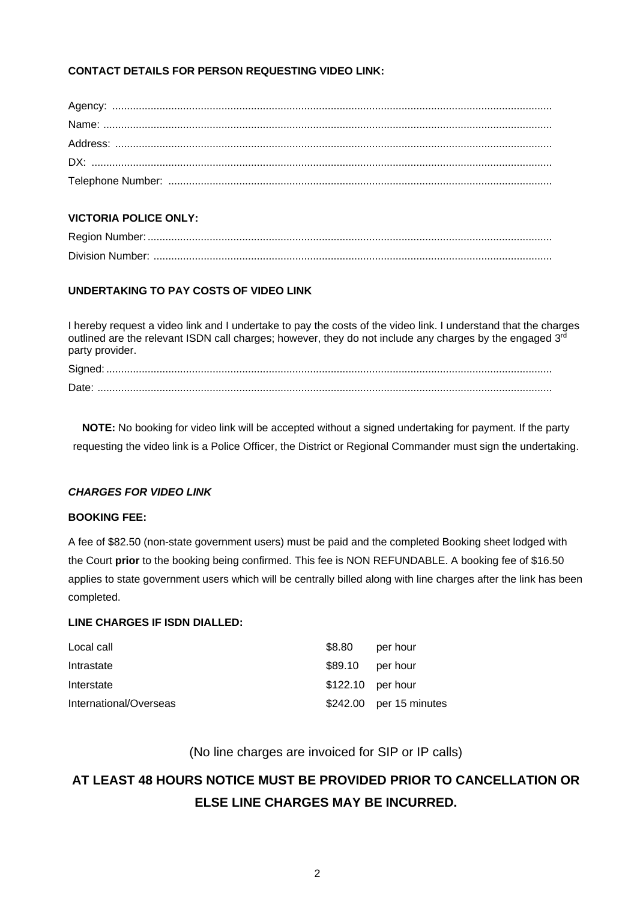**CONTACT DETAILS FOR PERSON REQUESTING VIDEO LINK:**

Agency: ...................................................................................................................................................

Name: .....................................................................................................................................................

Address: .................................................................................................................................................

DX: .........................................................................................................................................................

Telephone Number: ...............................................................................................................................

**VICTORIA POLICE ONLY:**

Region Number: ......................................................................................................................................

Division Number: .....................................................................................................................................

**UNDERTAKING TO PAY COSTS OF VIDEO LINK**

I hereby request a video link and I undertake to pay the costs of the video link. I understand that the charges outlined are the relevant ISDN call charges; however, they do not include any charges by the engaged 3rd party provider.

Signed: ....................................................................................................................................................

Date: .......................................................................................................................................................

**NOTE:** No booking for video link will be accepted without a signed undertaking for payment. If the party requesting the video link is a Police Officer, the District or Regional Commander must sign the undertaking.

***CHARGES FOR VIDEO LINK***

**BOOKING FEE:**

A fee of $82.50 (non-state government users) must be paid and the completed Booking sheet lodged with the Court **prior** to the booking being confirmed. This fee is NON REFUNDABLE. A booking fee of $16.50 applies to state government users which will be centrally billed along with line charges after the link has been completed.

**LINE CHARGES IF ISDN DIALLED:**

| | | |
|---|---|---|
| Local call | $8.80 | per hour |
| Intrastate | $89.10 | per hour |
| Interstate | $122.10 | per hour |
| International/Overseas | $242.00 | per 15 minutes |

(No line charges are invoiced for SIP or IP calls)

**AT LEAST 48 HOURS NOTICE MUST BE PROVIDED PRIOR TO CANCELLATION OR ELSE LINE CHARGES MAY BE INCURRED.**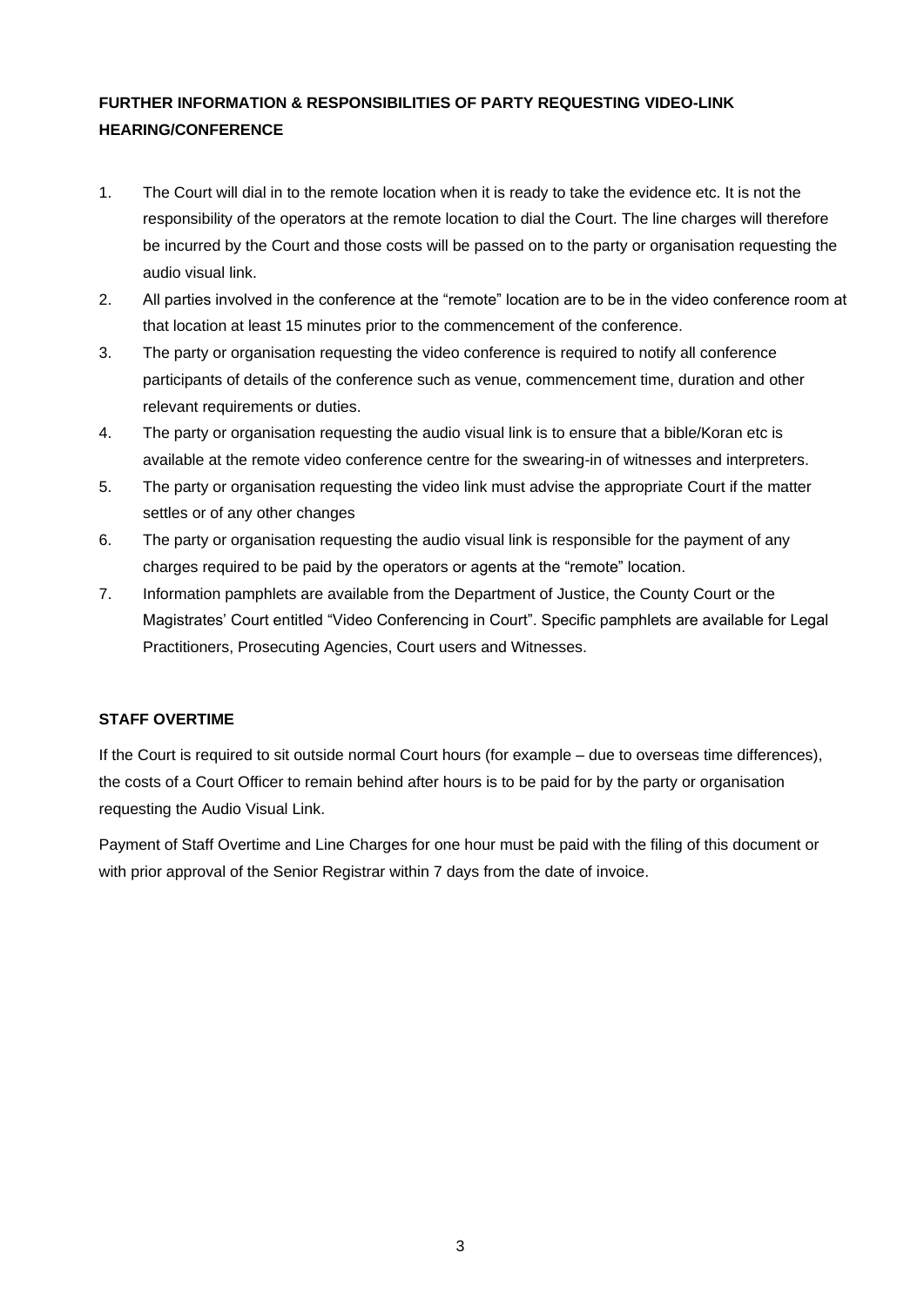## FURTHER INFORMATION & RESPONSIBILITIES OF PARTY REQUESTING VIDEO-LINK HEARING/CONFERENCE

1. The Court will dial in to the remote location when it is ready to take the evidence etc. It is not the responsibility of the operators at the remote location to dial the Court. The line charges will therefore be incurred by the Court and those costs will be passed on to the party or organisation requesting the audio visual link.
2. All parties involved in the conference at the "remote" location are to be in the video conference room at that location at least 15 minutes prior to the commencement of the conference.
3. The party or organisation requesting the video conference is required to notify all conference participants of details of the conference such as venue, commencement time, duration and other relevant requirements or duties.
4. The party or organisation requesting the audio visual link is to ensure that a bible/Koran etc is available at the remote video conference centre for the swearing-in of witnesses and interpreters.
5. The party or organisation requesting the video link must advise the appropriate Court if the matter settles or of any other changes
6. The party or organisation requesting the audio visual link is responsible for the payment of any charges required to be paid by the operators or agents at the "remote" location.
7. Information pamphlets are available from the Department of Justice, the County Court or the Magistrates' Court entitled "Video Conferencing in Court". Specific pamphlets are available for Legal Practitioners, Prosecuting Agencies, Court users and Witnesses.

## STAFF OVERTIME

If the Court is required to sit outside normal Court hours (for example – due to overseas time differences), the costs of a Court Officer to remain behind after hours is to be paid for by the party or organisation requesting the Audio Visual Link.

Payment of Staff Overtime and Line Charges for one hour must be paid with the filing of this document or with prior approval of the Senior Registrar within 7 days from the date of invoice.